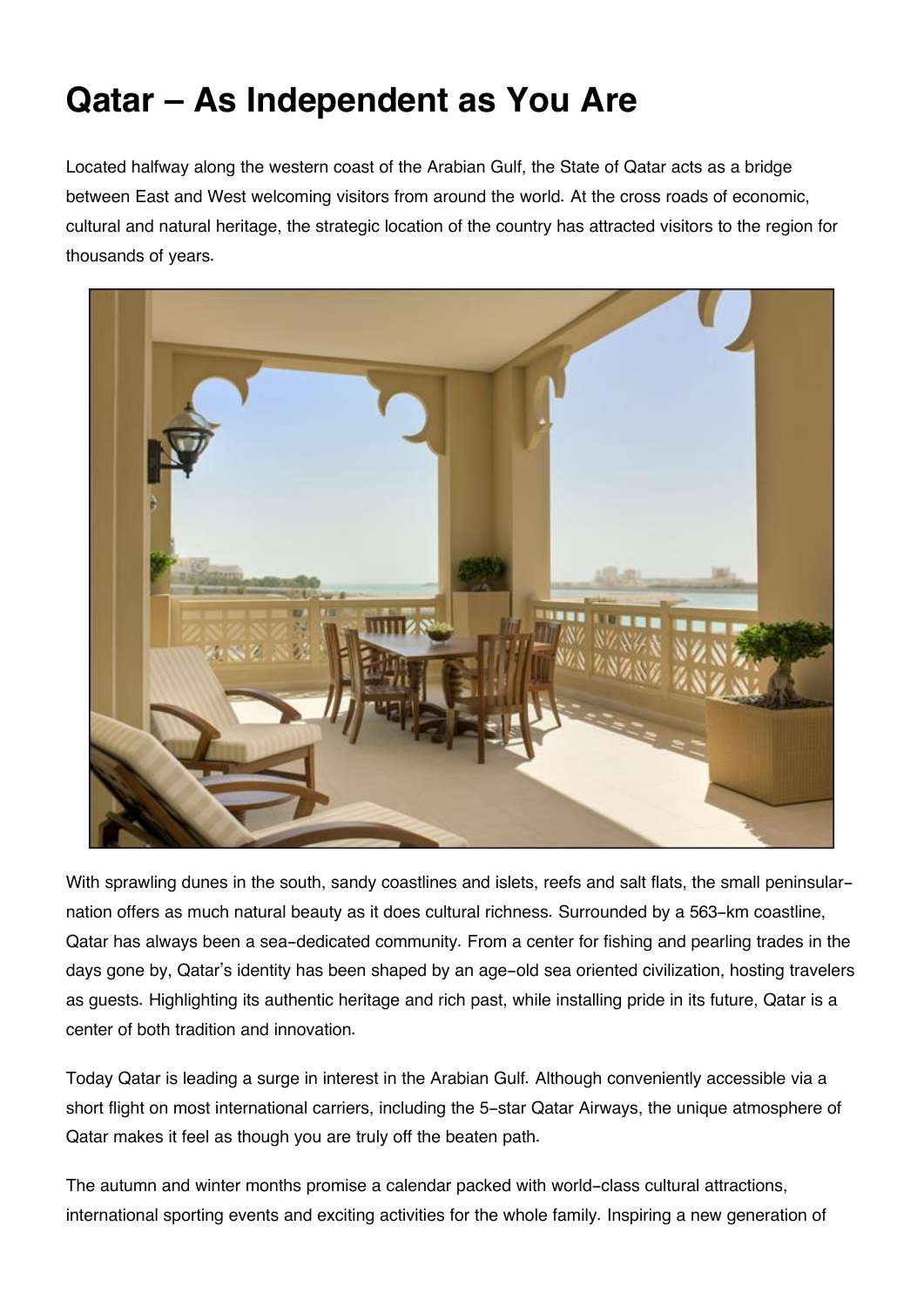# Qatar – As Independent as You Are

Located halfway along the western coast of the Arabian Gulf, the State of Qatar acts as a bridge between East and West welcoming visitors from around the world. At the cross roads of economic, cultural and natural heritage, the strategic location of the country has attracted visitors to the region for thousands of years.

With sprawling dunes in the south, sandy coastlines and islets, reefs and salt flats, the small peninsular-nation offers as much natural beauty as it does cultural richness. Surrounded by a 563-km coastline, Qatar has always been a sea-dedicated community. From a center for fishing and pearling trades in the days gone by, Qatar's identity has been shaped by an age-old sea oriented civilization, hosting travelers as guests. Highlighting its authentic heritage and rich past, while installing pride in its future, Qatar is a center of both tradition and innovation.

Today Qatar is leading a surge in interest in the Arabian Gulf. Although conveniently accessible via a short flight on most international carriers, including the 5-star Qatar Airways, the unique atmosphere of Qatar makes it feel as though you are truly off the beaten path.

The autumn and winter months promise a calendar packed with world-class cultural attractions, international sporting events and exciting activities for the whole family. Inspiring a new generation of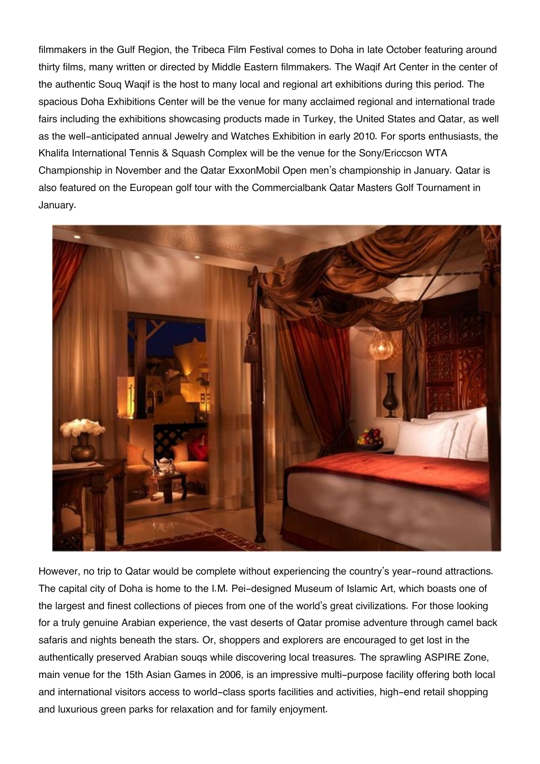filmmakers in the Gulf Region, the Tribeca Film Festival comes to Doha in late October featuring around thirty films, many written or directed by Middle Eastern filmmakers. The Waqif Art Center in the center of the authentic Souq Waqif is the host to many local and regional art exhibitions during this period. The spacious Doha Exhibitions Center will be the venue for many acclaimed regional and international trade fairs including the exhibitions showcasing products made in Turkey, the United States and Qatar, as well as the well-anticipated annual Jewelry and Watches Exhibition in early 2010. For sports enthusiasts, the Khalifa International Tennis & Squash Complex will be the venue for the Sony/Ericcson WTA Championship in November and the Qatar ExxonMobil Open men's championship in January. Qatar is also featured on the European golf tour with the Commercialbank Qatar Masters Golf Tournament in January.

However, no trip to Qatar would be complete without experiencing the country's year-round attractions. The capital city of Doha is home to the I.M. Pei-designed Museum of Islamic Art, which boasts one of the largest and finest collections of pieces from one of the world's great civilizations. For those looking for a truly genuine Arabian experience, the vast deserts of Qatar promise adventure through camel back safaris and nights beneath the stars. Or, shoppers and explorers are encouraged to get lost in the authentically preserved Arabian souqs while discovering local treasures. The sprawling ASPIRE Zone, main venue for the 15th Asian Games in 2006, is an impressive multi-purpose facility offering both local and international visitors access to world-class sports facilities and activities, high-end retail shopping and luxurious green parks for relaxation and for family enjoyment.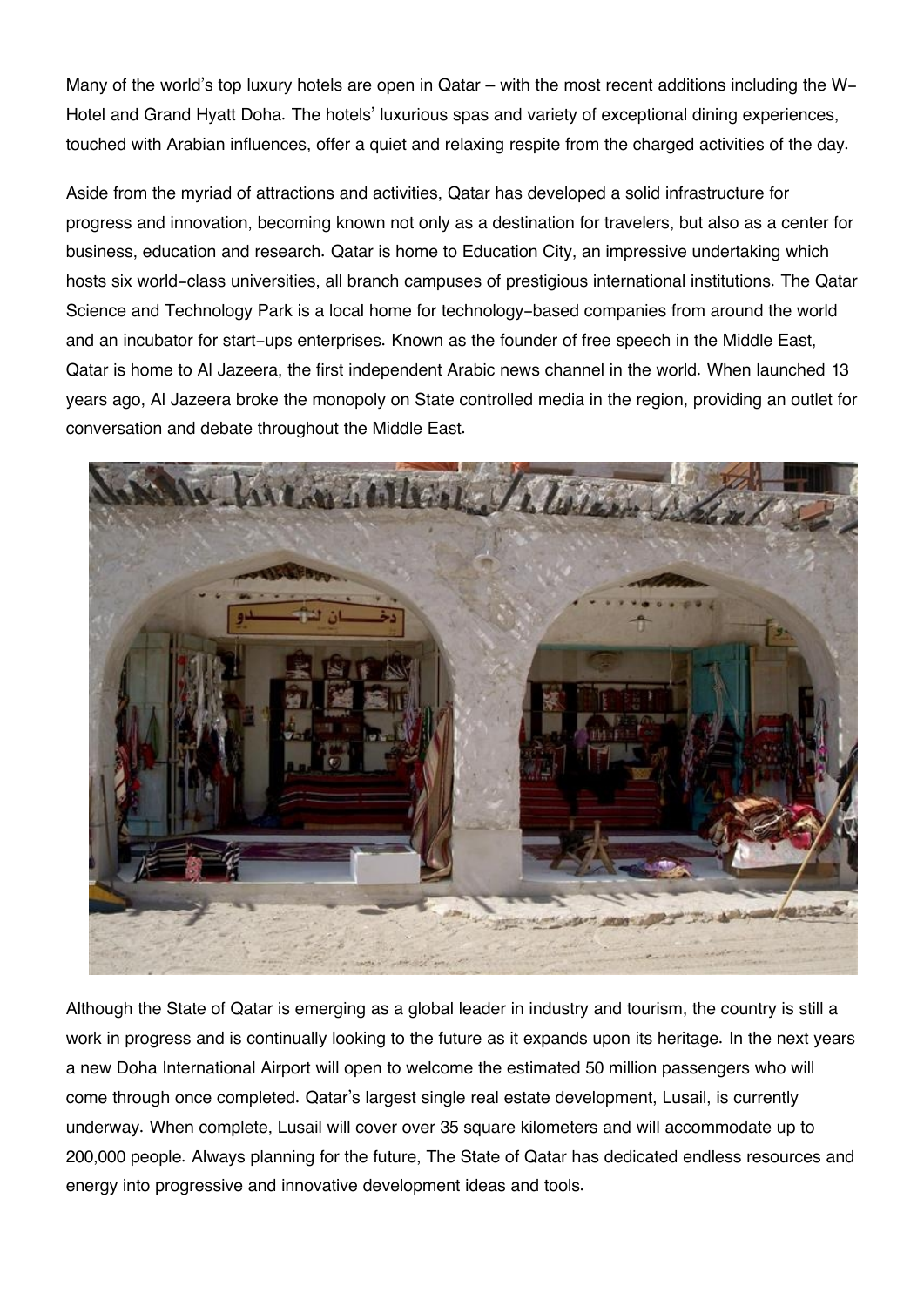Many of the world's top luxury hotels are open in Qatar – with the most recent additions including the W-Hotel and Grand Hyatt Doha. The hotels' luxurious spas and variety of exceptional dining experiences, touched with Arabian influences, offer a quiet and relaxing respite from the charged activities of the day.

Aside from the myriad of attractions and activities, Qatar has developed a solid infrastructure for progress and innovation, becoming known not only as a destination for travelers, but also as a center for business, education and research. Qatar is home to Education City, an impressive undertaking which hosts six world-class universities, all branch campuses of prestigious international institutions. The Qatar Science and Technology Park is a local home for technology-based companies from around the world and an incubator for start-ups enterprises. Known as the founder of free speech in the Middle East, Qatar is home to Al Jazeera, the first independent Arabic news channel in the world. When launched 13 years ago, Al Jazeera broke the monopoly on State controlled media in the region, providing an outlet for conversation and debate throughout the Middle East.

Although the State of Qatar is emerging as a global leader in industry and tourism, the country is still a work in progress and is continually looking to the future as it expands upon its heritage. In the next years a new Doha International Airport will open to welcome the estimated 50 million passengers who will come through once completed. Qatar's largest single real estate development, Lusail, is currently underway. When complete, Lusail will cover over 35 square kilometers and will accommodate up to 200,000 people. Always planning for the future, The State of Qatar has dedicated endless resources and energy into progressive and innovative development ideas and tools.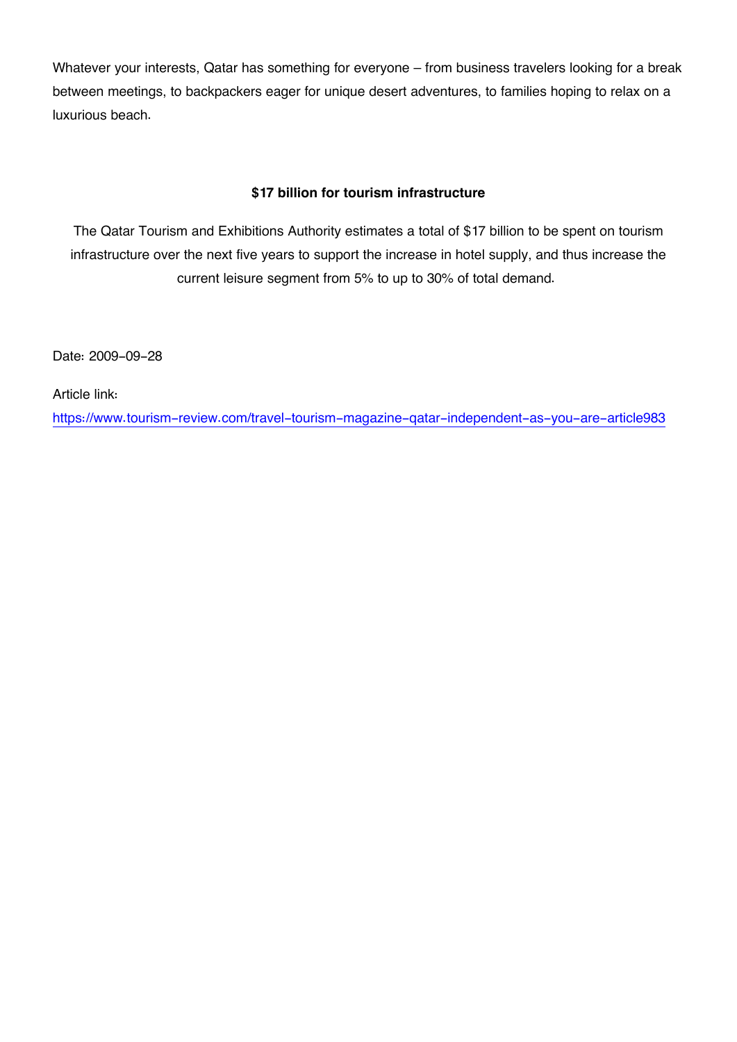Whatever your interests, Qatar has something for everyone – from business travelers looking for a break between meetings, to backpackers eager for unique desert adventures, to families hoping to relax on a luxurious beach.

**$17 billion for tourism infrastructure**

The Qatar Tourism and Exhibitions Authority estimates a total of $17 billion to be spent on tourism infrastructure over the next five years to support the increase in hotel supply, and thus increase the current leisure segment from 5% to up to 30% of total demand.

Date: 2009-09-28

Article link:
https://www.tourism-review.com/travel-tourism-magazine-qatar-independent-as-you-are-article983